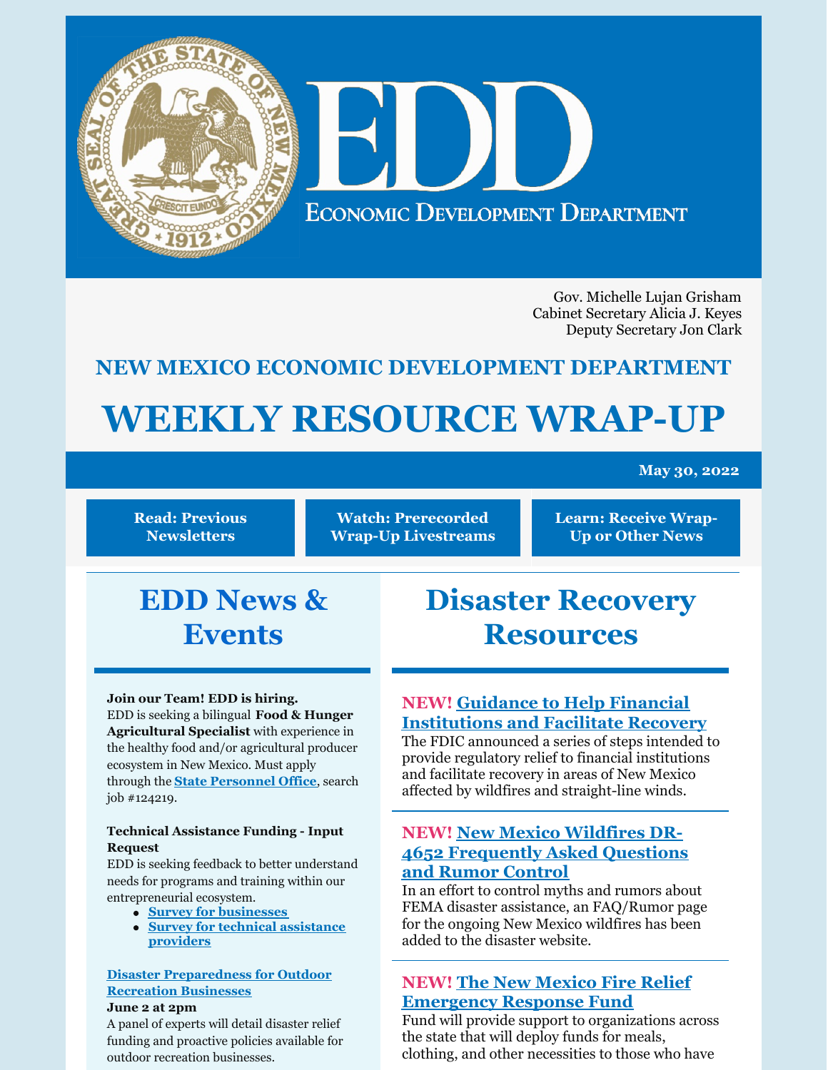# EDD

ECONOMIC DEVELOPMENT DEPARTMENT

Gov. Michelle Lujan Grisham
Cabinet Secretary Alicia J. Keyes
Deputy Secretary Jon Clark

## NEW MEXICO ECONOMIC DEVELOPMENT DEPARTMENT

# WEEKLY RESOURCE WRAP-UP

**May 30, 2022**

**Read: Previous Newsletters** | **Watch: Prerecorded Wrap-Up Livestreams** | **Learn: Receive Wrap-Up or Other News**

## EDD News & Events

**Join our Team! EDD is hiring.**
EDD is seeking a bilingual **Food & Hunger Agricultural Specialist** with experience in the healthy food and/or agricultural producer ecosystem in New Mexico. Must apply through the **State Personnel Office**, search job #124219.

**Technical Assistance Funding - Input Request**
EDD is seeking feedback to better understand needs for programs and training within our entrepreneurial ecosystem.

- **Survey for businesses**
- **Survey for technical assistance providers**

**Disaster Preparedness for Outdoor Recreation Businesses**
**June 2 at 2pm**
A panel of experts will detail disaster relief funding and proactive policies available for outdoor recreation businesses.

## Disaster Recovery Resources

**NEW! Guidance to Help Financial Institutions and Facilitate Recovery**
The FDIC announced a series of steps intended to provide regulatory relief to financial institutions and facilitate recovery in areas of New Mexico affected by wildfires and straight-line winds.

**NEW! New Mexico Wildfires DR-4652 Frequently Asked Questions and Rumor Control**
In an effort to control myths and rumors about FEMA disaster assistance, an FAQ/Rumor page for the ongoing New Mexico wildfires has been added to the disaster website.

**NEW! The New Mexico Fire Relief Emergency Response Fund**
Fund will provide support to organizations across the state that will deploy funds for meals, clothing, and other necessities to those who have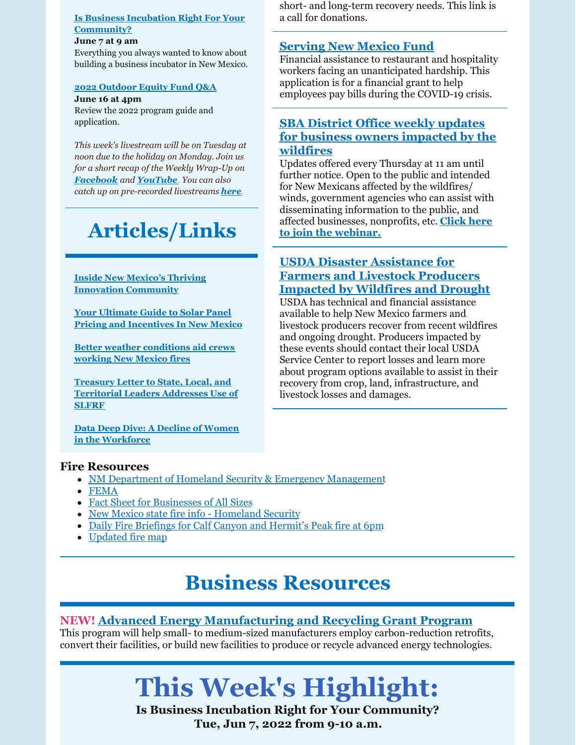**Is Business Incubation Right For Your Community?**
**June 7 at 9 am**
Everything you always wanted to know about building a business incubator in New Mexico.

**2022 Outdoor Equity Fund Q&A**
**June 16 at 4pm**
Review the 2022 program guide and application.

*This week's livestream will be on Tuesday at noon due to the holiday on Monday. Join us for a short recap of the Weekly Wrap-Up on **Facebook** and **YouTube**. You can also catch up on pre-recorded livestreams **here**.*

## Articles/Links

**Inside New Mexico's Thriving Innovation Community**

**Your Ultimate Guide to Solar Panel Pricing and Incentives In New Mexico**

**Better weather conditions aid crews working New Mexico fires**

**Treasury Letter to State, Local, and Territorial Leaders Addresses Use of SLFRF**

**Data Deep Dive: A Decline of Women in the Workforce**

short- and long-term recovery needs. This link is a call for donations.

### Serving New Mexico Fund

Financial assistance to restaurant and hospitality workers facing an unanticipated hardship. This application is for a financial grant to help employees pay bills during the COVID-19 crisis.

### SBA District Office weekly updates for business owners impacted by the wildfires

Updates offered every Thursday at 11 am until further notice. Open to the public and intended for New Mexicans affected by the wildfires/ winds, government agencies who can assist with disseminating information to the public, and affected businesses, nonprofits, etc. **Click here to join the webinar.**

### USDA Disaster Assistance for Farmers and Livestock Producers Impacted by Wildfires and Drought

USDA has technical and financial assistance available to help New Mexico farmers and livestock producers recover from recent wildfires and ongoing drought. Producers impacted by these events should contact their local USDA Service Center to report losses and learn more about program options available to assist in their recovery from crop, land, infrastructure, and livestock losses and damages.

**Fire Resources**

- NM Department of Homeland Security & Emergency Management
- FEMA
- Fact Sheet for Businesses of All Sizes
- New Mexico state fire info - Homeland Security
- Daily Fire Briefings for Calf Canyon and Hermit's Peak fire at 6pm
- Updated fire map

## Business Resources

**NEW! Advanced Energy Manufacturing and Recycling Grant Program**
This program will help small- to medium-sized manufacturers employ carbon-reduction retrofits, convert their facilities, or build new facilities to produce or recycle advanced energy technologies.

# This Week's Highlight:

**Is Business Incubation Right for Your Community?**
**Tue, Jun 7, 2022 from 9-10 a.m.**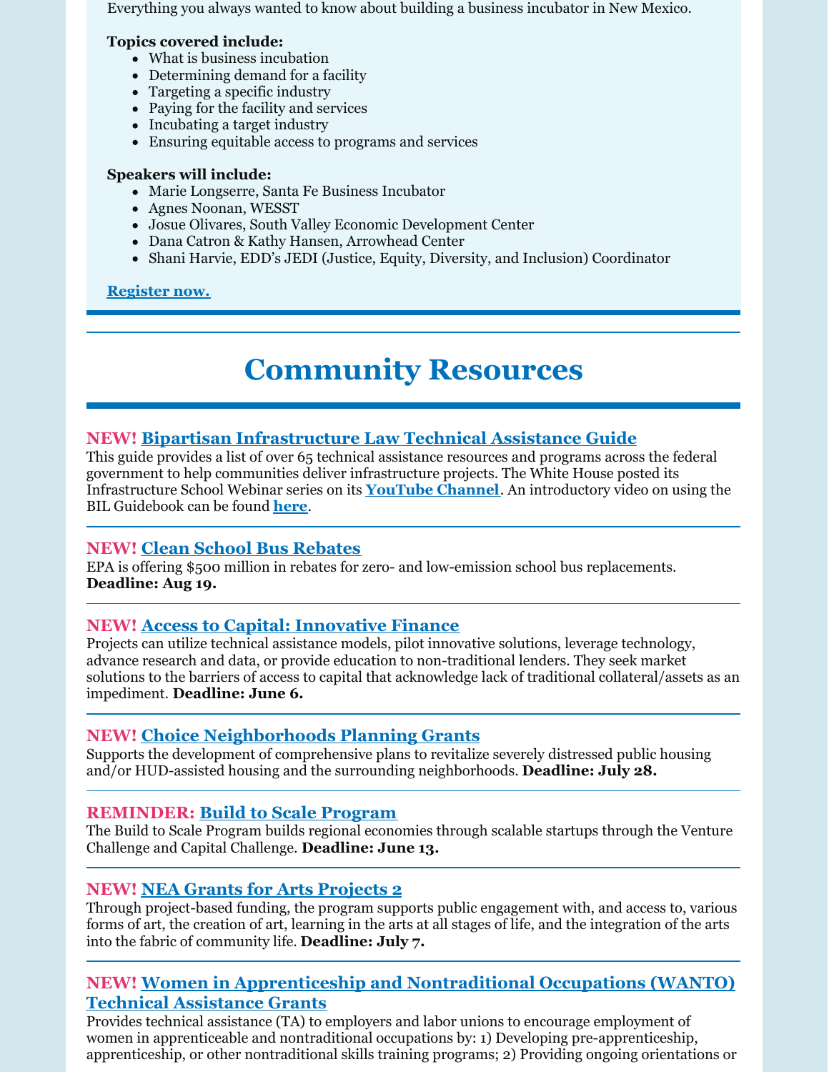Everything you always wanted to know about building a business incubator in New Mexico.

**Topics covered include:**

- What is business incubation
- Determining demand for a facility
- Targeting a specific industry
- Paying for the facility and services
- Incubating a target industry
- Ensuring equitable access to programs and services

**Speakers will include:**

- Marie Longserre, Santa Fe Business Incubator
- Agnes Noonan, WESST
- Josue Olivares, South Valley Economic Development Center
- Dana Catron & Kathy Hansen, Arrowhead Center
- Shani Harvie, EDD's JEDI (Justice, Equity, Diversity, and Inclusion) Coordinator

**Register now.**

# Community Resources

**NEW! Bipartisan Infrastructure Law Technical Assistance Guide**

This guide provides a list of over 65 technical assistance resources and programs across the federal government to help communities deliver infrastructure projects. The White House posted its Infrastructure School Webinar series on its **YouTube Channel**. An introductory video on using the BIL Guidebook can be found **here**.

**NEW! Clean School Bus Rebates**

EPA is offering $500 million in rebates for zero- and low-emission school bus replacements. **Deadline: Aug 19.**

**NEW! Access to Capital: Innovative Finance**

Projects can utilize technical assistance models, pilot innovative solutions, leverage technology, advance research and data, or provide education to non-traditional lenders. They seek market solutions to the barriers of access to capital that acknowledge lack of traditional collateral/assets as an impediment. **Deadline: June 6.**

**NEW! Choice Neighborhoods Planning Grants**

Supports the development of comprehensive plans to revitalize severely distressed public housing and/or HUD-assisted housing and the surrounding neighborhoods. **Deadline: July 28.**

**REMINDER: Build to Scale Program**

The Build to Scale Program builds regional economies through scalable startups through the Venture Challenge and Capital Challenge. **Deadline: June 13.**

**NEW! NEA Grants for Arts Projects 2**

Through project-based funding, the program supports public engagement with, and access to, various forms of art, the creation of art, learning in the arts at all stages of life, and the integration of the arts into the fabric of community life. **Deadline: July 7.**

**NEW! Women in Apprenticeship and Nontraditional Occupations (WANTO) Technical Assistance Grants**

Provides technical assistance (TA) to employers and labor unions to encourage employment of women in apprenticeable and nontraditional occupations by: 1) Developing pre-apprenticeship, apprenticeship, or other nontraditional skills training programs; 2) Providing ongoing orientations or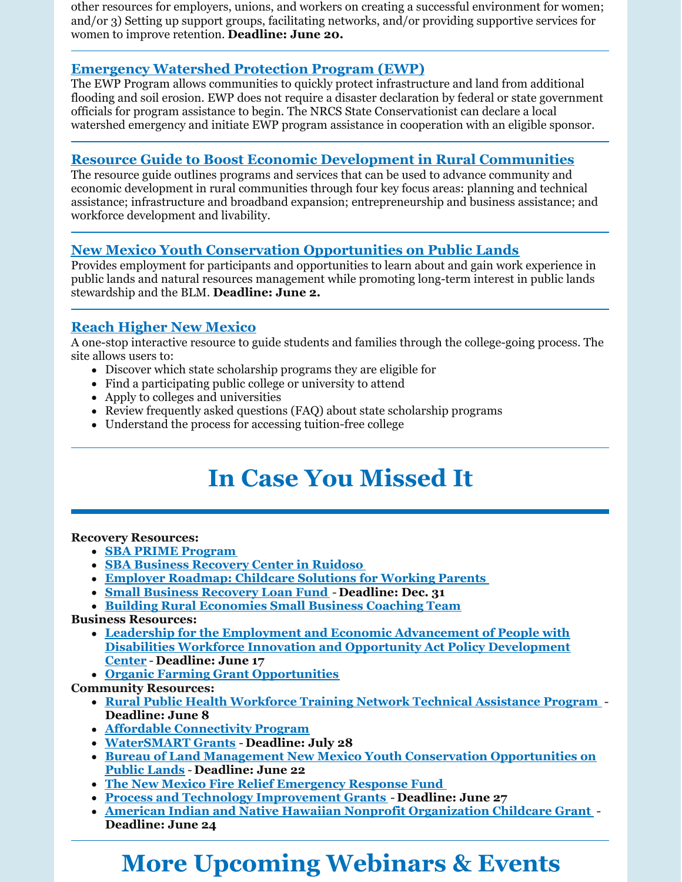other resources for employers, unions, and workers on creating a successful environment for women; and/or 3) Setting up support groups, facilitating networks, and/or providing supportive services for women to improve retention. **Deadline: June 20.**

### Emergency Watershed Protection Program (EWP)

The EWP Program allows communities to quickly protect infrastructure and land from additional flooding and soil erosion. EWP does not require a disaster declaration by federal or state government officials for program assistance to begin. The NRCS State Conservationist can declare a local watershed emergency and initiate EWP program assistance in cooperation with an eligible sponsor.

### Resource Guide to Boost Economic Development in Rural Communities

The resource guide outlines programs and services that can be used to advance community and economic development in rural communities through four key focus areas: planning and technical assistance; infrastructure and broadband expansion; entrepreneurship and business assistance; and workforce development and livability.

### New Mexico Youth Conservation Opportunities on Public Lands

Provides employment for participants and opportunities to learn about and gain work experience in public lands and natural resources management while promoting long-term interest in public lands stewardship and the BLM. **Deadline: June 2.**

### Reach Higher New Mexico

A one-stop interactive resource to guide students and families through the college-going process. The site allows users to:

- Discover which state scholarship programs they are eligible for
- Find a participating public college or university to attend
- Apply to colleges and universities
- Review frequently asked questions (FAQ) about state scholarship programs
- Understand the process for accessing tuition-free college

# In Case You Missed It

**Recovery Resources:**

- SBA PRIME Program
- SBA Business Recovery Center in Ruidoso
- Employer Roadmap: Childcare Solutions for Working Parents
- Small Business Recovery Loan Fund - **Deadline: Dec. 31**
- Building Rural Economies Small Business Coaching Team

**Business Resources:**

- Leadership for the Employment and Economic Advancement of People with Disabilities Workforce Innovation and Opportunity Act Policy Development Center - **Deadline: June 17**
- Organic Farming Grant Opportunities

**Community Resources:**

- Rural Public Health Workforce Training Network Technical Assistance Program - **Deadline: June 8**
- Affordable Connectivity Program
- WaterSMART Grants - **Deadline: July 28**
- Bureau of Land Management New Mexico Youth Conservation Opportunities on Public Lands - **Deadline: June 22**
- The New Mexico Fire Relief Emergency Response Fund
- Process and Technology Improvement Grants - **Deadline: June 27**
- American Indian and Native Hawaiian Nonprofit Organization Childcare Grant - **Deadline: June 24**

# More Upcoming Webinars & Events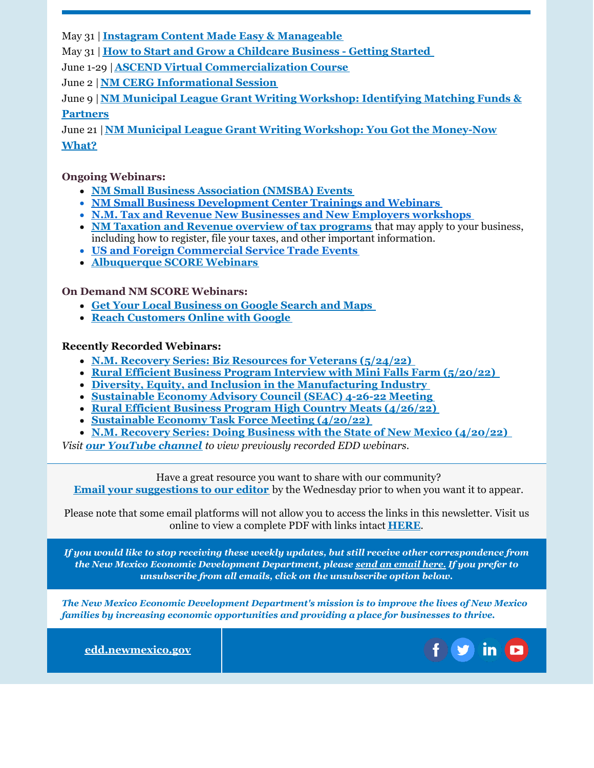May 31 | **Instagram Content Made Easy & Manageable**

May 31 | **How to Start and Grow a Childcare Business - Getting Started**

June 1-29 | **ASCEND Virtual Commercialization Course**

June 2 | **NM CERG Informational Session**

June 9 | **NM Municipal League Grant Writing Workshop: Identifying Matching Funds & Partners**

June 21 | **NM Municipal League Grant Writing Workshop: You Got the Money-Now What?**

**Ongoing Webinars:**

- **NM Small Business Association (NMSBA) Events**
- **NM Small Business Development Center Trainings and Webinars**
- **N.M. Tax and Revenue New Businesses and New Employers workshops**
- **NM Taxation and Revenue overview of tax programs** that may apply to your business, including how to register, file your taxes, and other important information.
- **US and Foreign Commercial Service Trade Events**
- **Albuquerque SCORE Webinars**

**On Demand NM SCORE Webinars:**

- **Get Your Local Business on Google Search and Maps**
- **Reach Customers Online with Google**

**Recently Recorded Webinars:**

- **N.M. Recovery Series: Biz Resources for Veterans (5/24/22)**
- **Rural Efficient Business Program Interview with Mini Falls Farm (5/20/22)**
- **Diversity, Equity, and Inclusion in the Manufacturing Industry**
- **Sustainable Economy Advisory Council (SEAC) 4-26-22 Meeting**
- **Rural Efficient Business Program High Country Meats (4/26/22)**
- **Sustainable Economy Task Force Meeting (4/20/22)**
- **N.M. Recovery Series: Doing Business with the State of New Mexico (4/20/22)**

*Visit **our YouTube channel** to view previously recorded EDD webinars.*

Have a great resource you want to share with our community?
**Email your suggestions to our editor** by the Wednesday prior to when you want it to appear.

Please note that some email platforms will not allow you to access the links in this newsletter. Visit us online to view a complete PDF with links intact **HERE**.

***If you would like to stop receiving these weekly updates, but still receive other correspondence from the New Mexico Economic Development Department, please send an email here. If you prefer to unsubscribe from all emails, click on the unsubscribe option below.***

***The New Mexico Economic Development Department's mission is to improve the lives of New Mexico families by increasing economic opportunities and providing a place for businesses to thrive.***

**edd.newmexico.gov**